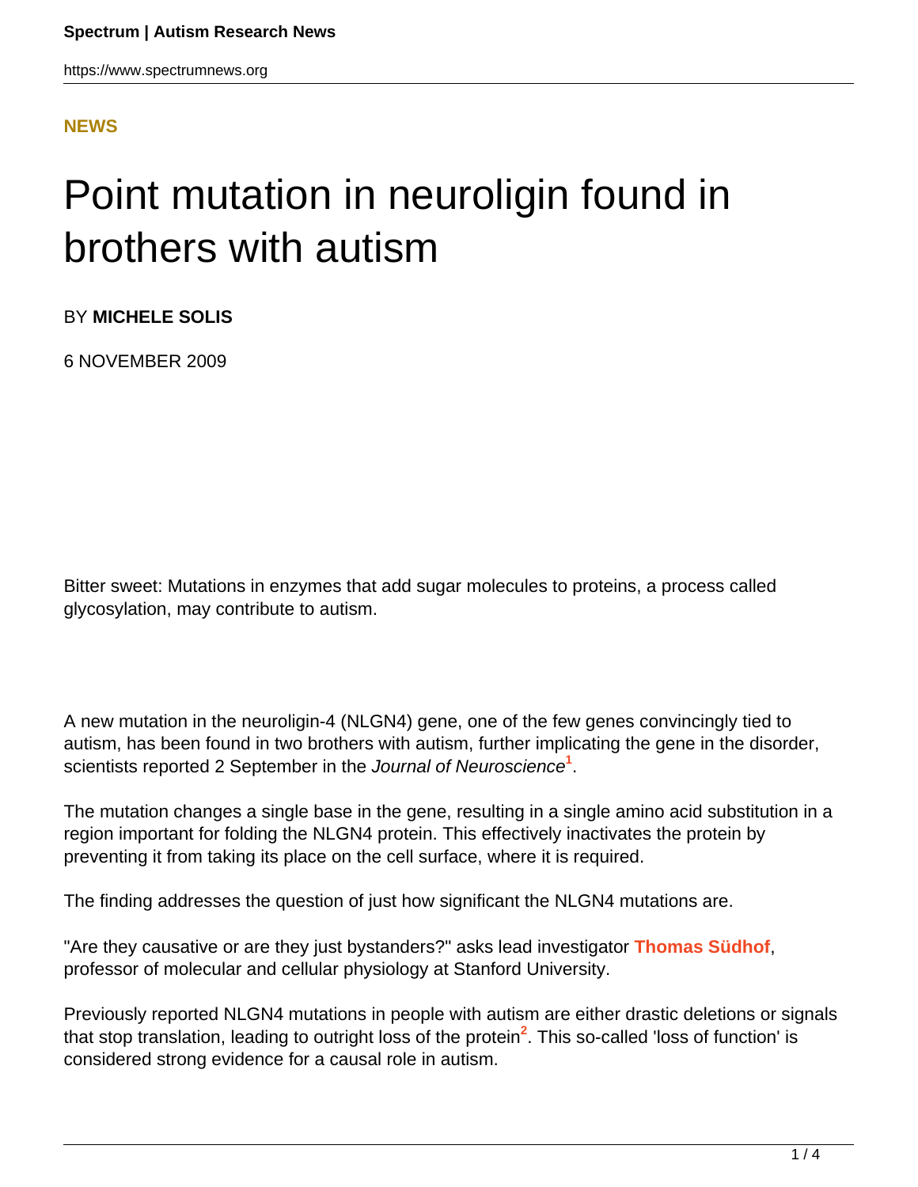**NEWS**

# Point mutation in neuroligin found in brothers with autism

BY **MICHELE SOLIS**

6 NOVEMBER 2009

Bitter sweet: Mutations in enzymes that add sugar molecules to proteins, a process called glycosylation, may contribute to autism.

A new mutation in the neuroligin-4 (NLGN4) gene, one of the few genes convincingly tied to autism, has been found in two brothers with autism, further implicating the gene in the disorder, scientists reported 2 September in the *Journal of Neuroscience*[1].

The mutation changes a single base in the gene, resulting in a single amino acid substitution in a region important for folding the NLGN4 protein. This effectively inactivates the protein by preventing it from taking its place on the cell surface, where it is required.

The finding addresses the question of just how significant the NLGN4 mutations are.

"Are they causative or are they just bystanders?" asks lead investigator **Thomas Südhof**, professor of molecular and cellular physiology at Stanford University.

Previously reported NLGN4 mutations in people with autism are either drastic deletions or signals that stop translation, leading to outright loss of the protein[2]. This so-called 'loss of function' is considered strong evidence for a causal role in autism.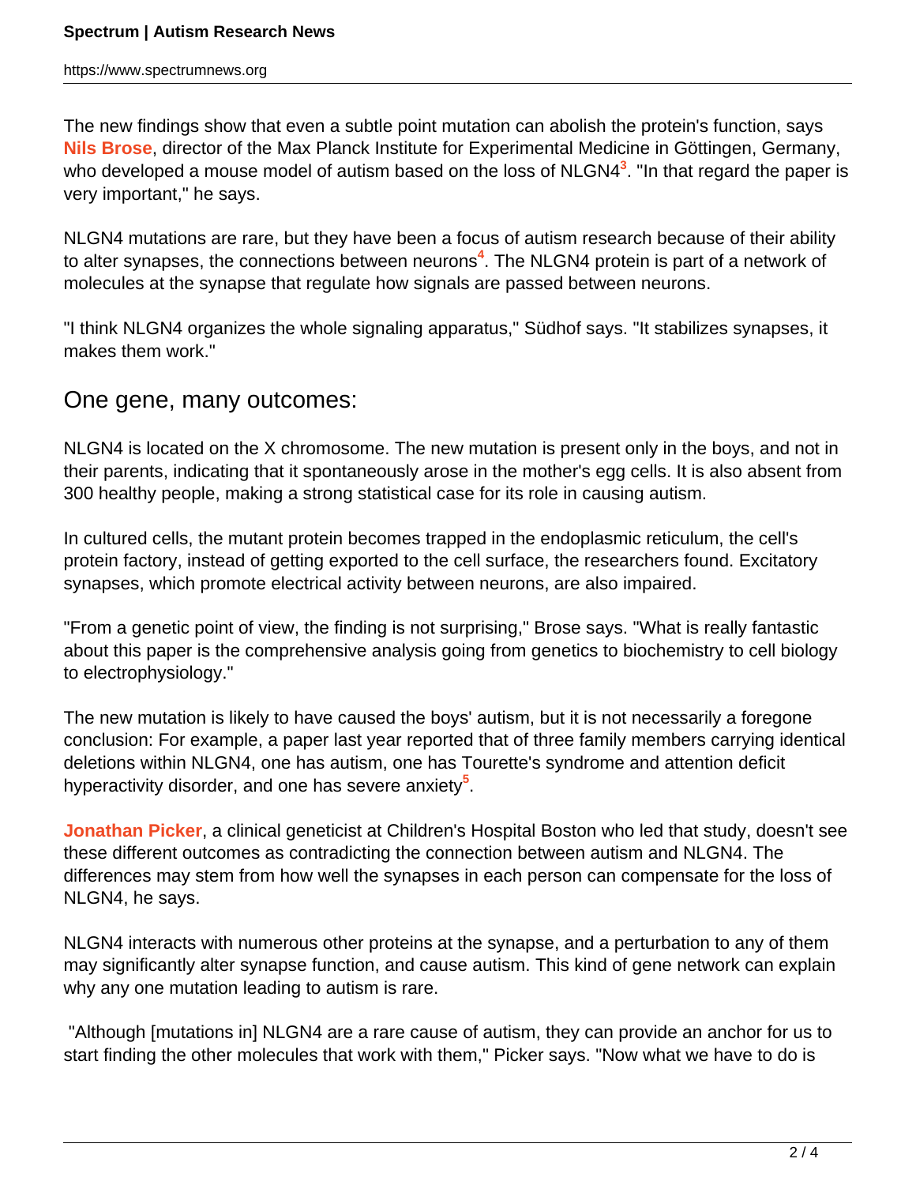The new findings show that even a subtle point mutation can abolish the protein's function, says **Nils Brose**, director of the Max Planck Institute for Experimental Medicine in Göttingen, Germany, who developed a mouse model of autism based on the loss of NLGN4[3]. "In that regard the paper is very important," he says.

NLGN4 mutations are rare, but they have been a focus of autism research because of their ability to alter synapses, the connections between neurons[4]. The NLGN4 protein is part of a network of molecules at the synapse that regulate how signals are passed between neurons.

"I think NLGN4 organizes the whole signaling apparatus," Südhof says. "It stabilizes synapses, it makes them work."

## One gene, many outcomes:

NLGN4 is located on the X chromosome. The new mutation is present only in the boys, and not in their parents, indicating that it spontaneously arose in the mother's egg cells. It is also absent from 300 healthy people, making a strong statistical case for its role in causing autism.

In cultured cells, the mutant protein becomes trapped in the endoplasmic reticulum, the cell's protein factory, instead of getting exported to the cell surface, the researchers found. Excitatory synapses, which promote electrical activity between neurons, are also impaired.

"From a genetic point of view, the finding is not surprising," Brose says. "What is really fantastic about this paper is the comprehensive analysis going from genetics to biochemistry to cell biology to electrophysiology."

The new mutation is likely to have caused the boys' autism, but it is not necessarily a foregone conclusion: For example, a paper last year reported that of three family members carrying identical deletions within NLGN4, one has autism, one has Tourette's syndrome and attention deficit hyperactivity disorder, and one has severe anxiety[5].

**Jonathan Picker**, a clinical geneticist at Children's Hospital Boston who led that study, doesn't see these different outcomes as contradicting the connection between autism and NLGN4. The differences may stem from how well the synapses in each person can compensate for the loss of NLGN4, he says.

NLGN4 interacts with numerous other proteins at the synapse, and a perturbation to any of them may significantly alter synapse function, and cause autism. This kind of gene network can explain why any one mutation leading to autism is rare.

"Although [mutations in] NLGN4 are a rare cause of autism, they can provide an anchor for us to start finding the other molecules that work with them," Picker says. "Now what we have to do is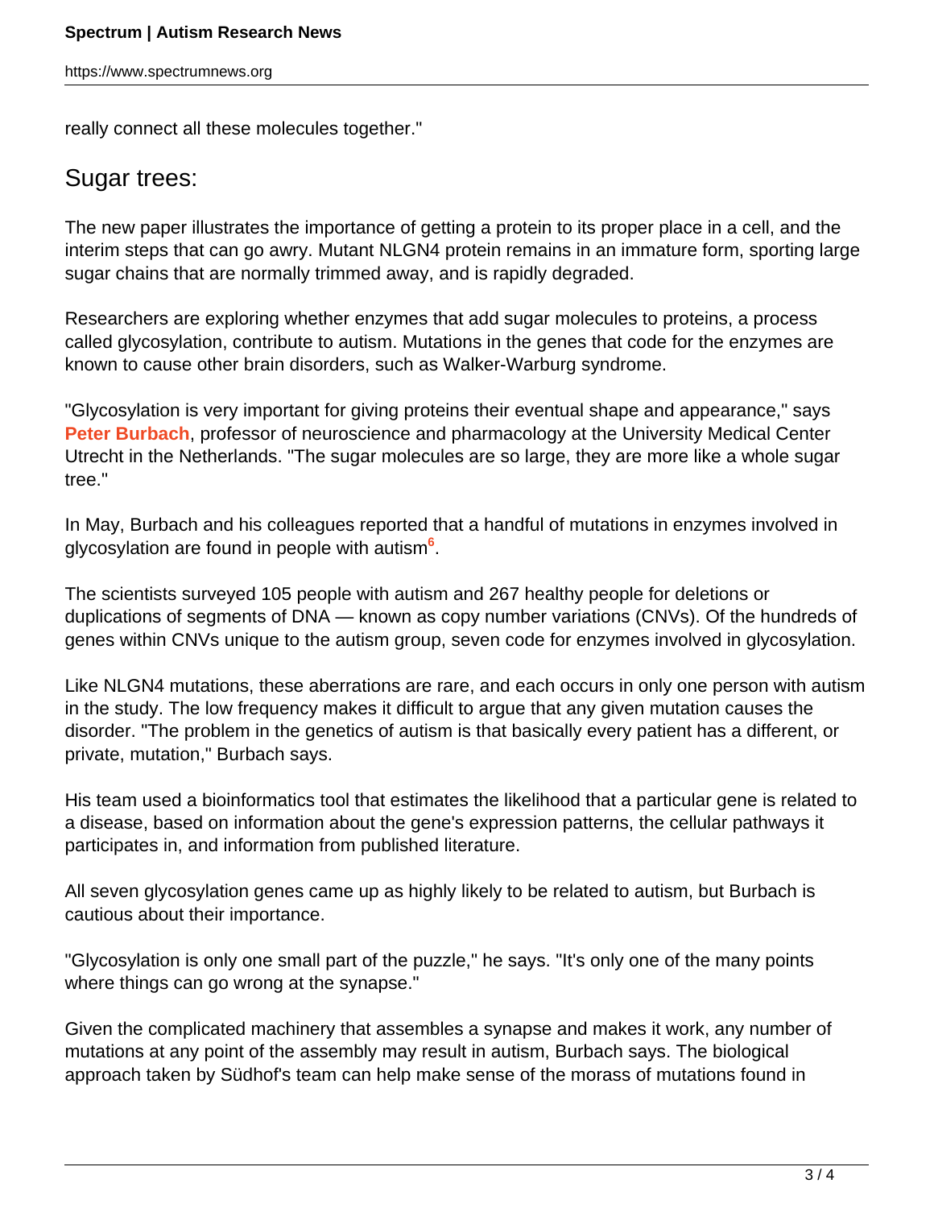really connect all these molecules together."

## Sugar trees:

The new paper illustrates the importance of getting a protein to its proper place in a cell, and the interim steps that can go awry. Mutant NLGN4 protein remains in an immature form, sporting large sugar chains that are normally trimmed away, and is rapidly degraded.

Researchers are exploring whether enzymes that add sugar molecules to proteins, a process called glycosylation, contribute to autism. Mutations in the genes that code for the enzymes are known to cause other brain disorders, such as Walker-Warburg syndrome.

"Glycosylation is very important for giving proteins their eventual shape and appearance," says **Peter Burbach**, professor of neuroscience and pharmacology at the University Medical Center Utrecht in the Netherlands. "The sugar molecules are so large, they are more like a whole sugar tree."

In May, Burbach and his colleagues reported that a handful of mutations in enzymes involved in glycosylation are found in people with autism[6].

The scientists surveyed 105 people with autism and 267 healthy people for deletions or duplications of segments of DNA — known as copy number variations (CNVs). Of the hundreds of genes within CNVs unique to the autism group, seven code for enzymes involved in glycosylation.

Like NLGN4 mutations, these aberrations are rare, and each occurs in only one person with autism in the study. The low frequency makes it difficult to argue that any given mutation causes the disorder. "The problem in the genetics of autism is that basically every patient has a different, or private, mutation," Burbach says.

His team used a bioinformatics tool that estimates the likelihood that a particular gene is related to a disease, based on information about the gene's expression patterns, the cellular pathways it participates in, and information from published literature.

All seven glycosylation genes came up as highly likely to be related to autism, but Burbach is cautious about their importance.

"Glycosylation is only one small part of the puzzle," he says. "It's only one of the many points where things can go wrong at the synapse."

Given the complicated machinery that assembles a synapse and makes it work, any number of mutations at any point of the assembly may result in autism, Burbach says. The biological approach taken by Südhof's team can help make sense of the morass of mutations found in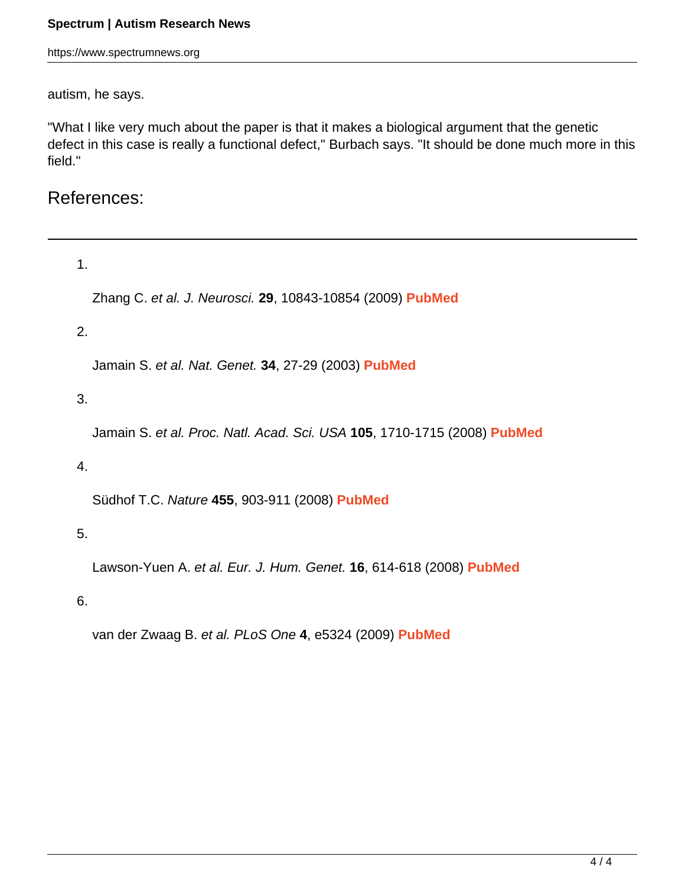autism, he says.

"What I like very much about the paper is that it makes a biological argument that the genetic defect in this case is really a functional defect," Burbach says. "It should be done much more in this field."

## References:

1. Zhang C. *et al. J. Neurosci.* **29**, 10843-10854 (2009) **PubMed**
2. Jamain S. *et al. Nat. Genet.* **34**, 27-29 (2003) **PubMed**
3. Jamain S. *et al. Proc. Natl. Acad. Sci. USA* **105**, 1710-1715 (2008) **PubMed**
4. Südhof T.C. *Nature* **455**, 903-911 (2008) **PubMed**
5. Lawson-Yuen A. *et al. Eur. J. Hum. Genet.* **16**, 614-618 (2008) **PubMed**
6. van der Zwaag B. *et al. PLoS One* **4**, e5324 (2009) **PubMed**